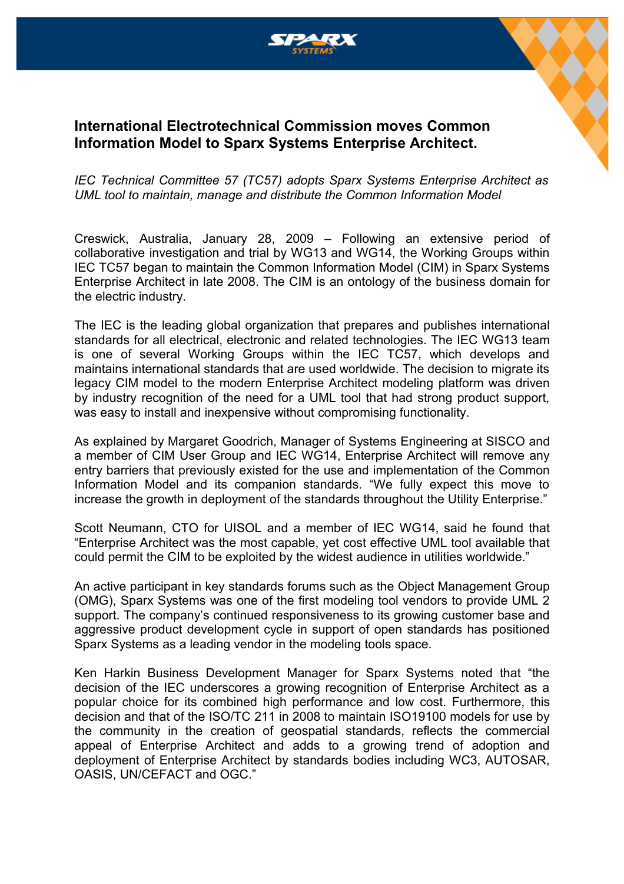# International Electrotechnical Commission moves Common Information Model to Sparx Systems Enterprise Architect.

*IEC Technical Committee 57 (TC57) adopts Sparx Systems Enterprise Architect as UML tool to maintain, manage and distribute the Common Information Model*

Creswick, Australia, January 28, 2009 – Following an extensive period of collaborative investigation and trial by WG13 and WG14, the Working Groups within IEC TC57 began to maintain the Common Information Model (CIM) in Sparx Systems Enterprise Architect in late 2008. The CIM is an ontology of the business domain for the electric industry.

The IEC is the leading global organization that prepares and publishes international standards for all electrical, electronic and related technologies. The IEC WG13 team is one of several Working Groups within the IEC TC57, which develops and maintains international standards that are used worldwide. The decision to migrate its legacy CIM model to the modern Enterprise Architect modeling platform was driven by industry recognition of the need for a UML tool that had strong product support, was easy to install and inexpensive without compromising functionality.

As explained by Margaret Goodrich, Manager of Systems Engineering at SISCO and a member of CIM User Group and IEC WG14, Enterprise Architect will remove any entry barriers that previously existed for the use and implementation of the Common Information Model and its companion standards. “We fully expect this move to increase the growth in deployment of the standards throughout the Utility Enterprise.”

Scott Neumann, CTO for UISOL and a member of IEC WG14, said he found that “Enterprise Architect was the most capable, yet cost effective UML tool available that could permit the CIM to be exploited by the widest audience in utilities worldwide.”

An active participant in key standards forums such as the Object Management Group (OMG), Sparx Systems was one of the first modeling tool vendors to provide UML 2 support. The company’s continued responsiveness to its growing customer base and aggressive product development cycle in support of open standards has positioned Sparx Systems as a leading vendor in the modeling tools space.

Ken Harkin Business Development Manager for Sparx Systems noted that “the decision of the IEC underscores a growing recognition of Enterprise Architect as a popular choice for its combined high performance and low cost. Furthermore, this decision and that of the ISO/TC 211 in 2008 to maintain ISO19100 models for use by the community in the creation of geospatial standards, reflects the commercial appeal of Enterprise Architect and adds to a growing trend of adoption and deployment of Enterprise Architect by standards bodies including WC3, AUTOSAR, OASIS, UN/CEFACT and OGC.”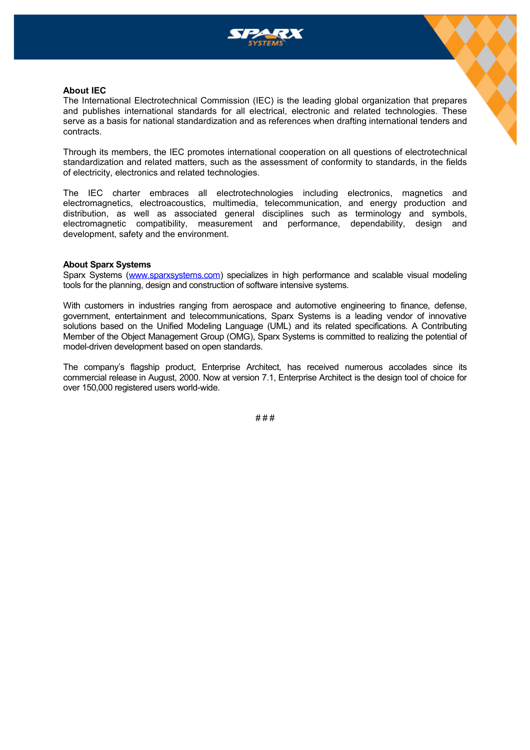**About IEC**

The International Electrotechnical Commission (IEC) is the leading global organization that prepares and publishes international standards for all electrical, electronic and related technologies. These serve as a basis for national standardization and as references when drafting international tenders and contracts.

Through its members, the IEC promotes international cooperation on all questions of electrotechnical standardization and related matters, such as the assessment of conformity to standards, in the fields of electricity, electronics and related technologies.

The IEC charter embraces all electrotechnologies including electronics, magnetics and electromagnetics, electroacoustics, multimedia, telecommunication, and energy production and distribution, as well as associated general disciplines such as terminology and symbols, electromagnetic compatibility, measurement and performance, dependability, design and development, safety and the environment.

**About Sparx Systems**

Sparx Systems (www.sparxsystems.com) specializes in high performance and scalable visual modeling tools for the planning, design and construction of software intensive systems.

With customers in industries ranging from aerospace and automotive engineering to finance, defense, government, entertainment and telecommunications, Sparx Systems is a leading vendor of innovative solutions based on the Unified Modeling Language (UML) and its related specifications. A Contributing Member of the Object Management Group (OMG), Sparx Systems is committed to realizing the potential of model-driven development based on open standards.

The company's flagship product, Enterprise Architect, has received numerous accolades since its commercial release in August, 2000. Now at version 7.1, Enterprise Architect is the design tool of choice for over 150,000 registered users world-wide.

# # #